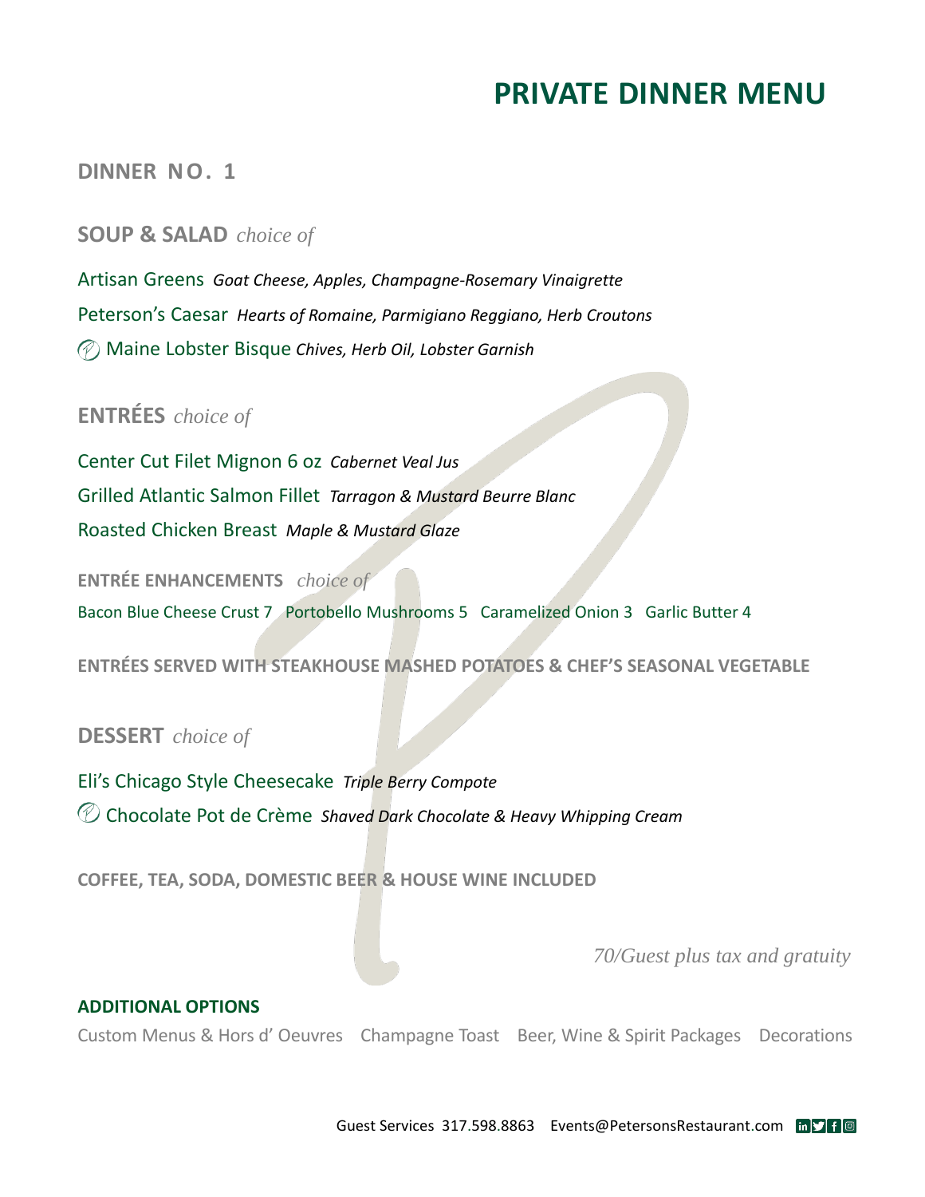# PRIVATE DINNER MENU

## DINNER NO. 1

### SOUP & SALAD *choice of*

Artisan Greens *Goat Cheese, Apples, Champagne-Rosemary Vinaigrette*

Peterson's Caesar *Hearts of Romaine, Parmigiano Reggiano, Herb Croutons*

Maine Lobster Bisque *Chives, Herb Oil, Lobster Garnish*

### ENTRÉES *choice of*

Center Cut Filet Mignon 6 oz *Cabernet Veal Jus*

Grilled Atlantic Salmon Fillet *Tarragon & Mustard Beurre Blanc*

Roasted Chicken Breast *Maple & Mustard Glaze*

**ENTRÉE ENHANCEMENTS** *choice of*

Bacon Blue Cheese Crust 7 Portobello Mushrooms 5 Caramelized Onion 3 Garlic Butter 4

**ENTRÉES SERVED WITH STEAKHOUSE MASHED POTATOES & CHEF'S SEASONAL VEGETABLE**

### DESSERT *choice of*

Eli's Chicago Style Cheesecake *Triple Berry Compote*

Chocolate Pot de Crème *Shaved Dark Chocolate & Heavy Whipping Cream*

**COFFEE, TEA, SODA, DOMESTIC BEER & HOUSE WINE INCLUDED**

*70/Guest plus tax and gratuity*

**ADDITIONAL OPTIONS**

Custom Menus & Hors d' Oeuvres Champagne Toast Beer, Wine & Spirit Packages Decorations

Guest Services 317.598.8863 Events@PetersonsRestaurant.com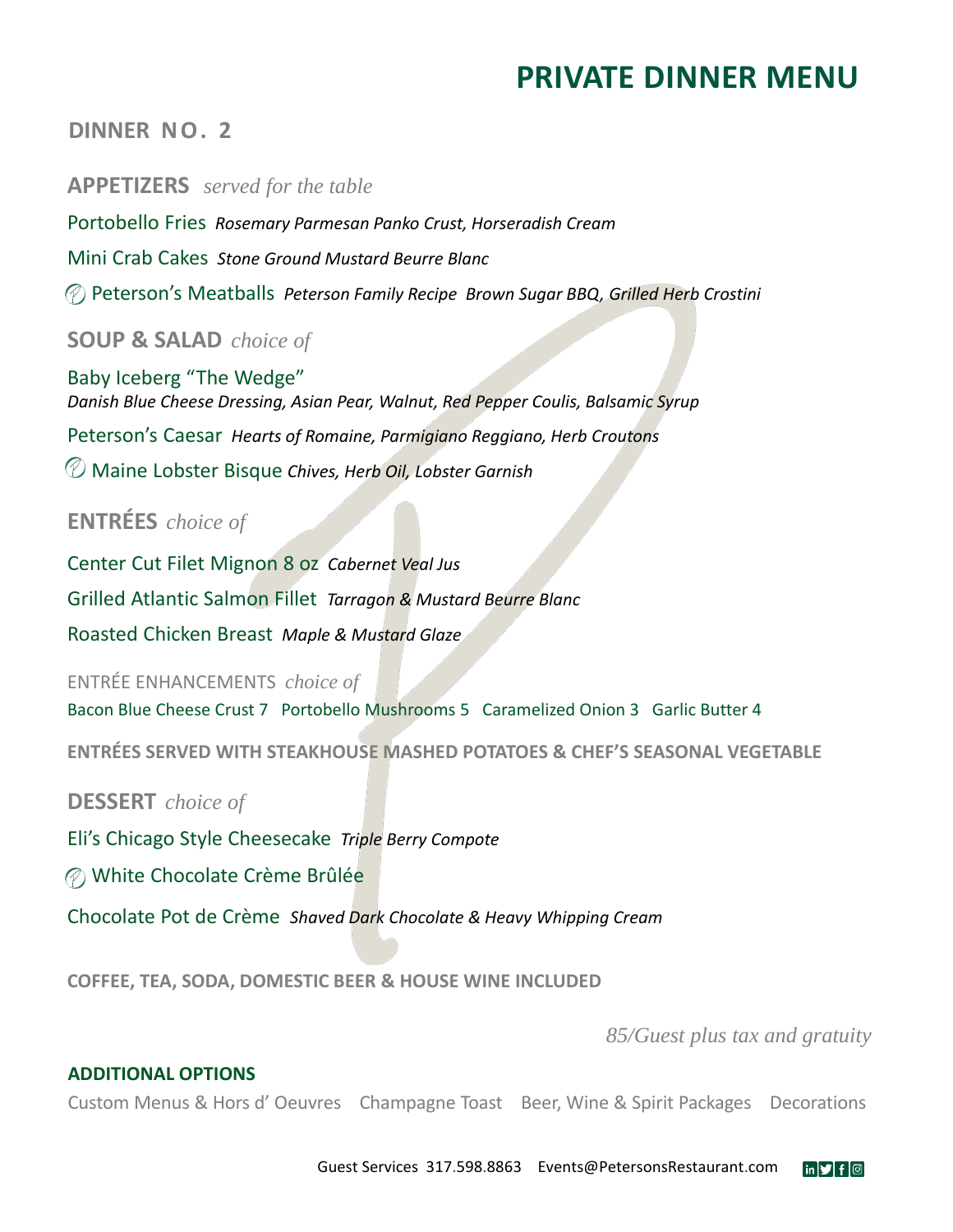# PRIVATE DINNER MENU

## DINNER NO. 2

### APPETIZERS *served for the table*

Portobello Fries *Rosemary Parmesan Panko Crust, Horseradish Cream*

Mini Crab Cakes *Stone Ground Mustard Beurre Blanc*

Peterson's Meatballs *Peterson Family Recipe Brown Sugar BBQ, Grilled Herb Crostini*

### SOUP & SALAD *choice of*

Baby Iceberg "The Wedge"
*Danish Blue Cheese Dressing, Asian Pear, Walnut, Red Pepper Coulis, Balsamic Syrup*

Peterson's Caesar *Hearts of Romaine, Parmigiano Reggiano, Herb Croutons*

Maine Lobster Bisque *Chives, Herb Oil, Lobster Garnish*

### ENTRÉES *choice of*

Center Cut Filet Mignon 8 oz *Cabernet Veal Jus*

Grilled Atlantic Salmon Fillet *Tarragon & Mustard Beurre Blanc*

Roasted Chicken Breast *Maple & Mustard Glaze*

ENTRÉE ENHANCEMENTS *choice of*

Bacon Blue Cheese Crust 7   Portobello Mushrooms 5   Caramelized Onion 3   Garlic Butter 4

**ENTRÉES SERVED WITH STEAKHOUSE MASHED POTATOES & CHEF'S SEASONAL VEGETABLE**

### DESSERT *choice of*

Eli's Chicago Style Cheesecake *Triple Berry Compote*

White Chocolate Crème Brûlée

Chocolate Pot de Crème *Shaved Dark Chocolate & Heavy Whipping Cream*

**COFFEE, TEA, SODA, DOMESTIC BEER & HOUSE WINE INCLUDED**

*85/Guest plus tax and gratuity*

**ADDITIONAL OPTIONS**

Custom Menus & Hors d' Oeuvres   Champagne Toast   Beer, Wine & Spirit Packages   Decorations

Guest Services 317.598.8863   Events@PetersonsRestaurant.com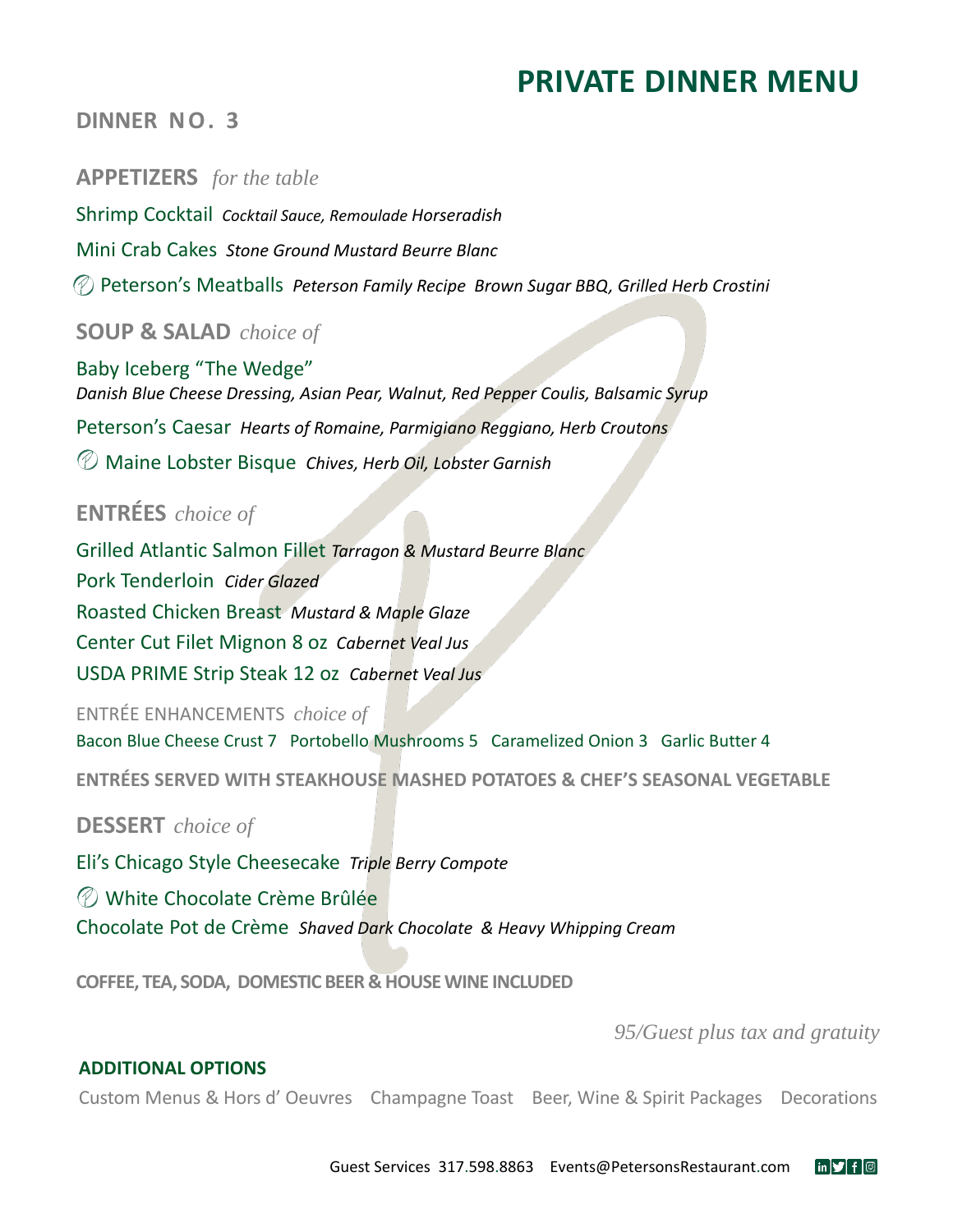# PRIVATE DINNER MENU

## DINNER NO. 3

### APPETIZERS *for the table*

Shrimp Cocktail *Cocktail Sauce, Remoulade Horseradish*

Mini Crab Cakes *Stone Ground Mustard Beurre Blanc*

Peterson's Meatballs *Peterson Family Recipe Brown Sugar BBQ, Grilled Herb Crostini*

### SOUP & SALAD *choice of*

Baby Iceberg "The Wedge"
*Danish Blue Cheese Dressing, Asian Pear, Walnut, Red Pepper Coulis, Balsamic Syrup*

Peterson's Caesar *Hearts of Romaine, Parmigiano Reggiano, Herb Croutons*

Maine Lobster Bisque *Chives, Herb Oil, Lobster Garnish*

### ENTRÉES *choice of*

Grilled Atlantic Salmon Fillet *Tarragon & Mustard Beurre Blanc*

Pork Tenderloin *Cider Glazed*

Roasted Chicken Breast *Mustard & Maple Glaze*

Center Cut Filet Mignon 8 oz *Cabernet Veal Jus*

USDA PRIME Strip Steak 12 oz *Cabernet Veal Jus*

ENTRÉE ENHANCEMENTS *choice of*

Bacon Blue Cheese Crust 7 Portobello Mushrooms 5 Caramelized Onion 3 Garlic Butter 4

**ENTRÉES SERVED WITH STEAKHOUSE MASHED POTATOES & CHEF'S SEASONAL VEGETABLE**

### DESSERT *choice of*

Eli's Chicago Style Cheesecake *Triple Berry Compote*

White Chocolate Crème Brûlée

Chocolate Pot de Crème *Shaved Dark Chocolate & Heavy Whipping Cream*

**COFFEE, TEA, SODA, DOMESTIC BEER & HOUSE WINE INCLUDED**

*95/Guest plus tax and gratuity*

**ADDITIONAL OPTIONS**

Custom Menus & Hors d' Oeuvres Champagne Toast Beer, Wine & Spirit Packages Decorations

Guest Services 317.598.8863 Events@PetersonsRestaurant.com